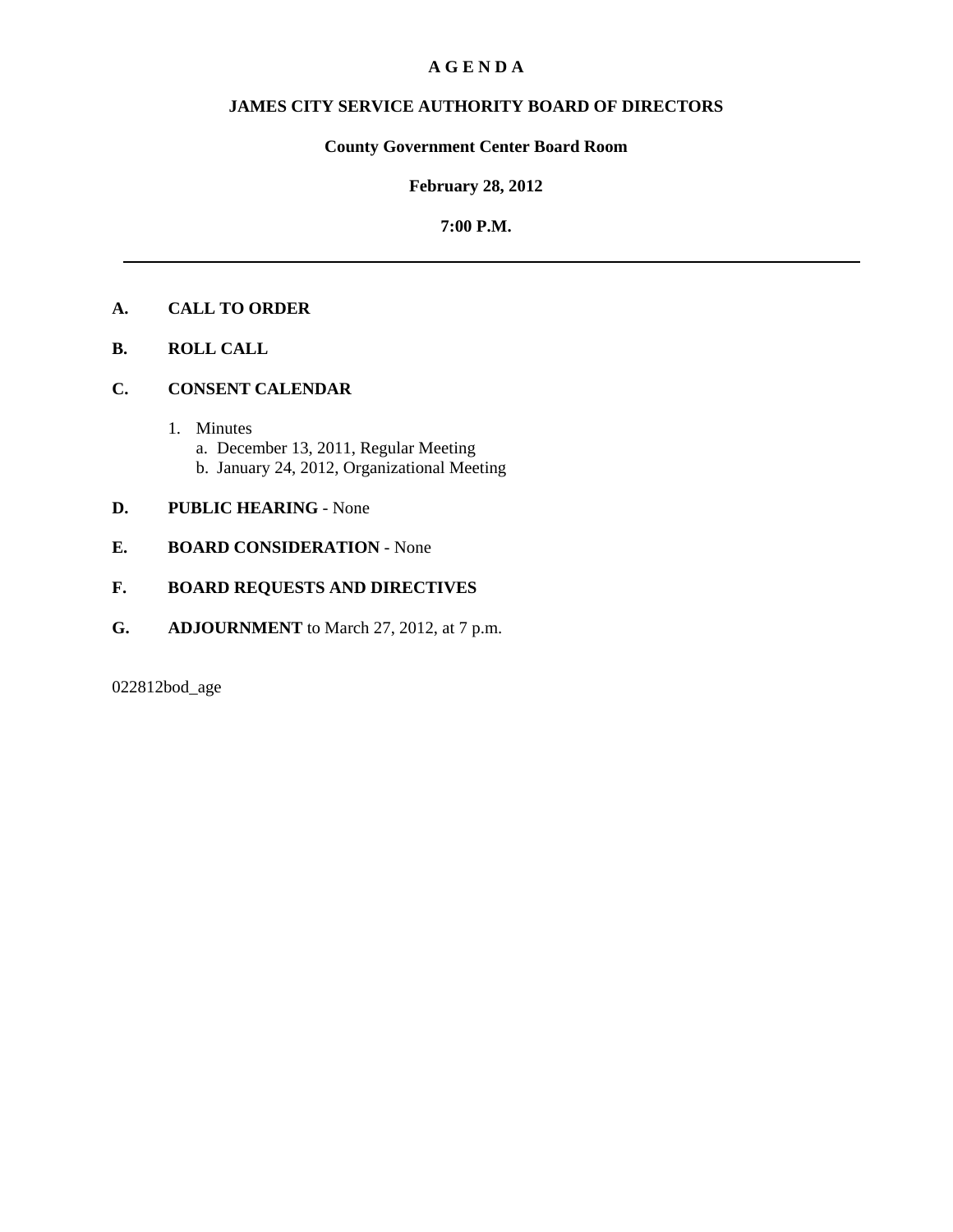# A G E N D A

## JAMES CITY SERVICE AUTHORITY BOARD OF DIRECTORS

### County Government Center Board Room

### February 28, 2012

### 7:00 P.M.

---

**A. CALL TO ORDER**

**B. ROLL CALL**

**C. CONSENT CALENDAR**

1. Minutes
   a. December 13, 2011, Regular Meeting
   b. January 24, 2012, Organizational Meeting

**D. PUBLIC HEARING** - None

**E. BOARD CONSIDERATION** - None

**F. BOARD REQUESTS AND DIRECTIVES**

**G. ADJOURNMENT** to March 27, 2012, at 7 p.m.

022812bod_age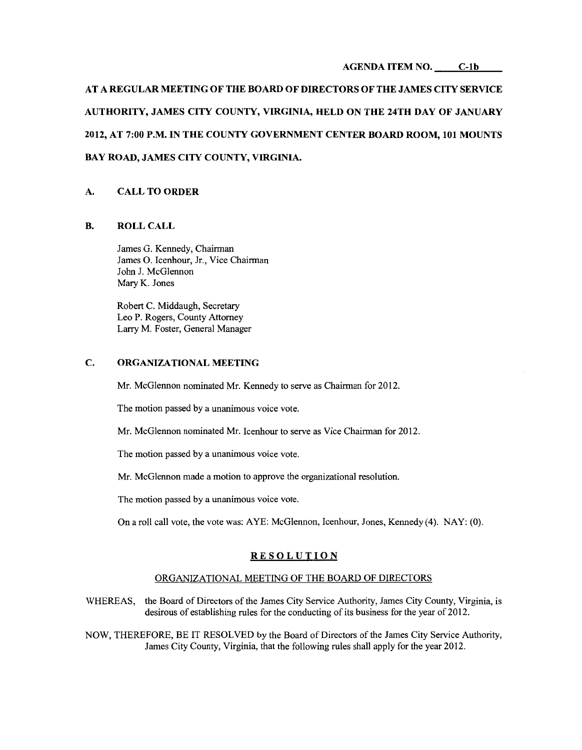AGENDA ITEM NO. C-1b

**AT A REGULAR MEETING OF THE BOARD OF DIRECTORS OF THE JAMES CITY SERVICE AUTHORITY, JAMES CITY COUNTY, VIRGINIA, HELD ON THE 24TH DAY OF JANUARY 2012, AT 7:00 P.M. IN THE COUNTY GOVERNMENT CENTER BOARD ROOM, 101 MOUNTS BAY ROAD, JAMES CITY COUNTY, VIRGINIA.**

## A. CALL TO ORDER

## B. ROLL CALL

James G. Kennedy, Chairman
James O. Icenhour, Jr., Vice Chairman
John J. McGlennon
Mary K. Jones

Robert C. Middaugh, Secretary
Leo P. Rogers, County Attorney
Larry M. Foster, General Manager

## C. ORGANIZATIONAL MEETING

Mr. McGlennon nominated Mr. Kennedy to serve as Chairman for 2012.

The motion passed by a unanimous voice vote.

Mr. McGlennon nominated Mr. Icenhour to serve as Vice Chairman for 2012.

The motion passed by a unanimous voice vote.

Mr. McGlennon made a motion to approve the organizational resolution.

The motion passed by a unanimous voice vote.

On a roll call vote, the vote was: AYE: McGlennon, Icenhour, Jones, Kennedy (4). NAY: (0).

### R E S O L U T I O N

ORGANIZATIONAL MEETING OF THE BOARD OF DIRECTORS

WHEREAS, the Board of Directors of the James City Service Authority, James City County, Virginia, is desirous of establishing rules for the conducting of its business for the year of 2012.

NOW, THEREFORE, BE IT RESOLVED by the Board of Directors of the James City Service Authority, James City County, Virginia, that the following rules shall apply for the year 2012.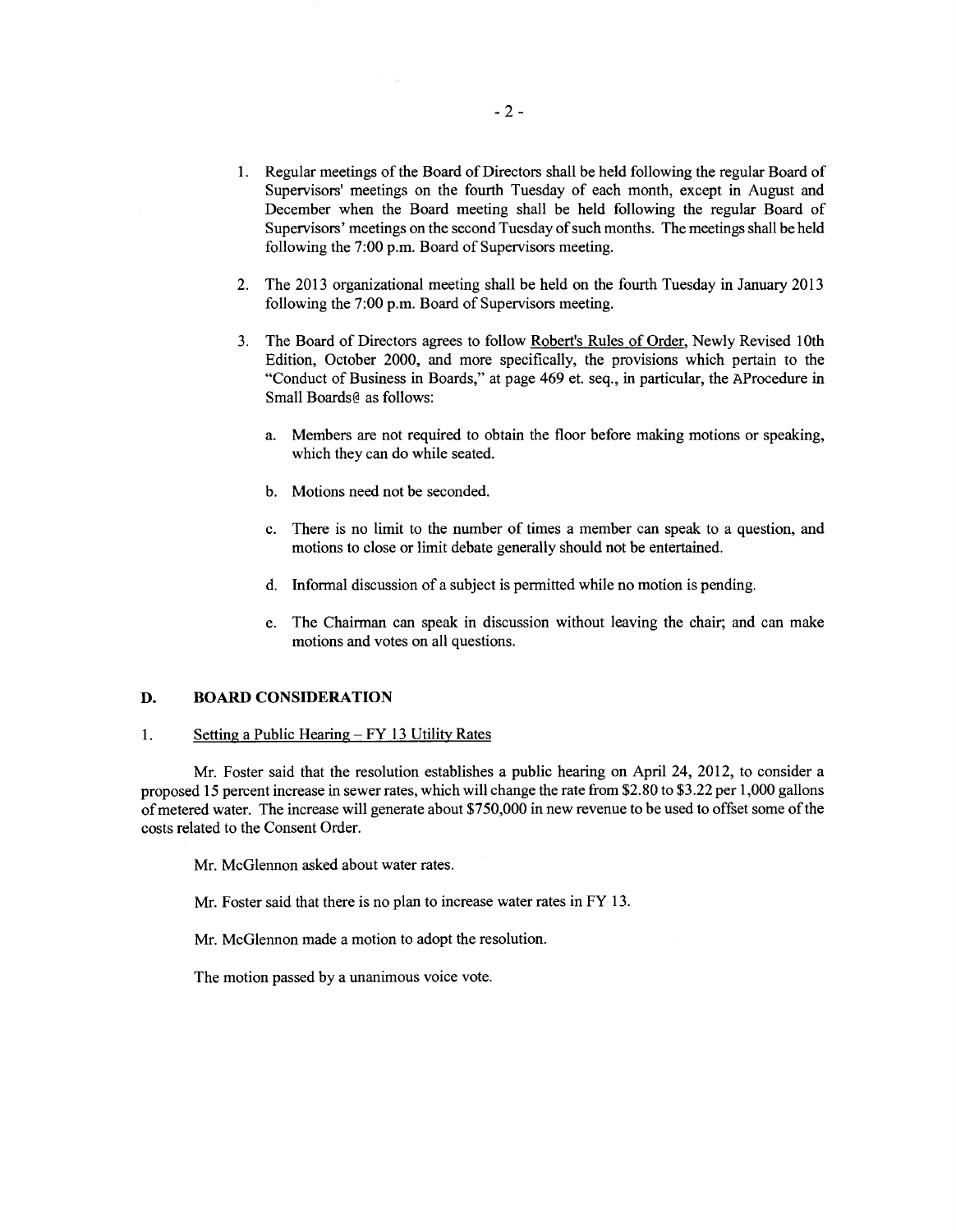1. Regular meetings of the Board of Directors shall be held following the regular Board of Supervisors' meetings on the fourth Tuesday of each month, except in August and December when the Board meeting shall be held following the regular Board of Supervisors' meetings on the second Tuesday of such months. The meetings shall be held following the 7:00 p.m. Board of Supervisors meeting.

2. The 2013 organizational meeting shall be held on the fourth Tuesday in January 2013 following the 7:00 p.m. Board of Supervisors meeting.

3. The Board of Directors agrees to follow Robert's Rules of Order, Newly Revised 10th Edition, October 2000, and more specifically, the provisions which pertain to the "Conduct of Business in Boards," at page 469 et. seq., in particular, the AProcedure in Small Boards@ as follows:

   a. Members are not required to obtain the floor before making motions or speaking, which they can do while seated.

   b. Motions need not be seconded.

   c. There is no limit to the number of times a member can speak to a question, and motions to close or limit debate generally should not be entertained.

   d. Informal discussion of a subject is permitted while no motion is pending.

   e. The Chairman can speak in discussion without leaving the chair; and can make motions and votes on all questions.

## D. BOARD CONSIDERATION

1. Setting a Public Hearing – FY 13 Utility Rates

Mr. Foster said that the resolution establishes a public hearing on April 24, 2012, to consider a proposed 15 percent increase in sewer rates, which will change the rate from $2.80 to $3.22 per 1,000 gallons of metered water. The increase will generate about $750,000 in new revenue to be used to offset some of the costs related to the Consent Order.

Mr. McGlennon asked about water rates.

Mr. Foster said that there is no plan to increase water rates in FY 13.

Mr. McGlennon made a motion to adopt the resolution.

The motion passed by a unanimous voice vote.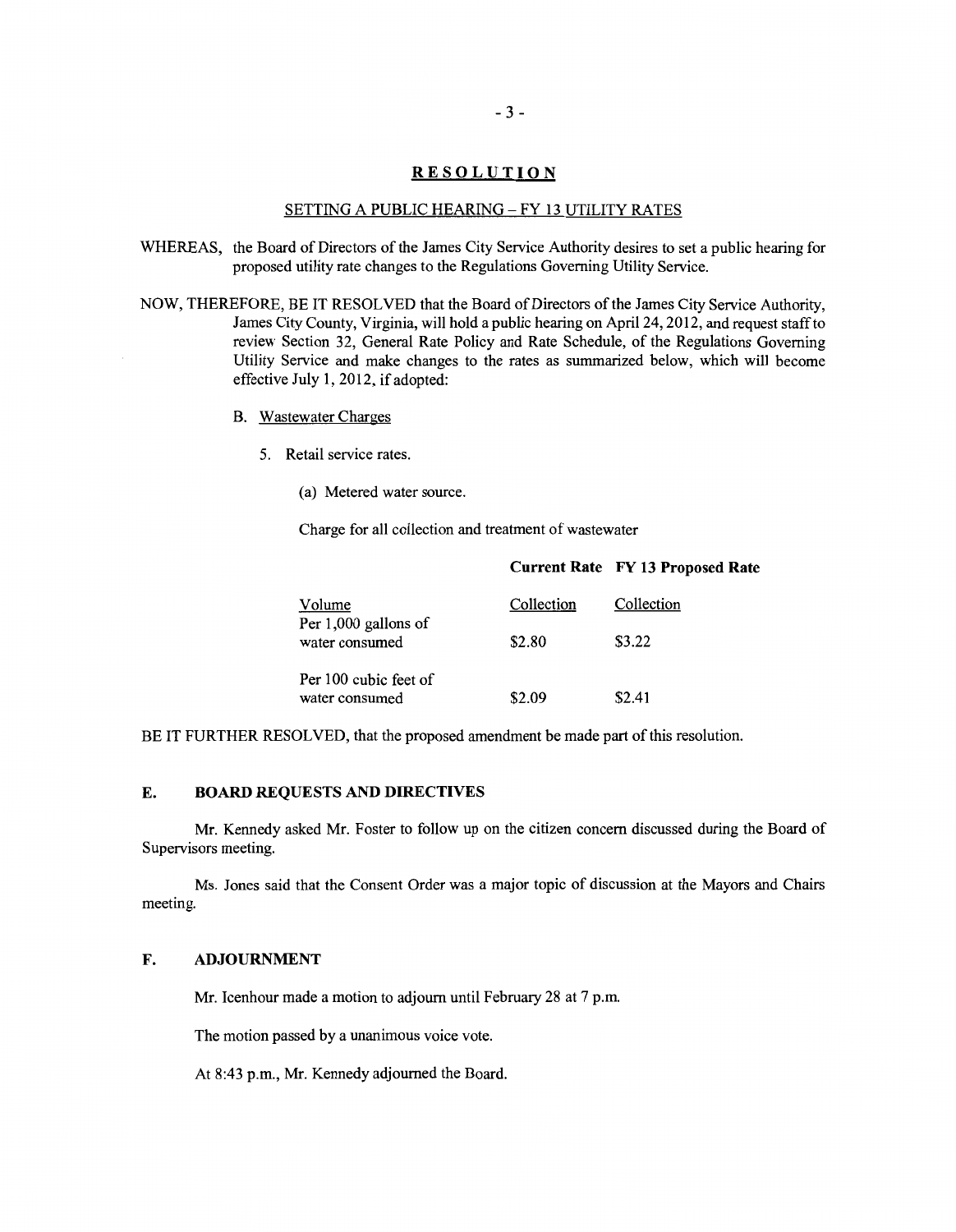## RESOLUTION

### SETTING A PUBLIC HEARING – FY 13 UTILITY RATES

WHEREAS, the Board of Directors of the James City Service Authority desires to set a public hearing for proposed utility rate changes to the Regulations Governing Utility Service.

NOW, THEREFORE, BE IT RESOLVED that the Board of Directors of the James City Service Authority, James City County, Virginia, will hold a public hearing on April 24, 2012, and request staff to review Section 32, General Rate Policy and Rate Schedule, of the Regulations Governing Utility Service and make changes to the rates as summarized below, which will become effective July 1, 2012, if adopted:

B. Wastewater Charges

5. Retail service rates.

(a) Metered water source.

Charge for all collection and treatment of wastewater

| | Current Rate | FY 13 Proposed Rate |
|---|---|---|
| Volume | Collection | Collection |
| Per 1,000 gallons of water consumed | \$2.80 | \$3.22 |
| Per 100 cubic feet of water consumed | \$2.09 | \$2.41 |

BE IT FURTHER RESOLVED, that the proposed amendment be made part of this resolution.

## E. BOARD REQUESTS AND DIRECTIVES

Mr. Kennedy asked Mr. Foster to follow up on the citizen concern discussed during the Board of Supervisors meeting.

Ms. Jones said that the Consent Order was a major topic of discussion at the Mayors and Chairs meeting.

## F. ADJOURNMENT

Mr. Icenhour made a motion to adjourn until February 28 at 7 p.m.

The motion passed by a unanimous voice vote.

At 8:43 p.m., Mr. Kennedy adjourned the Board.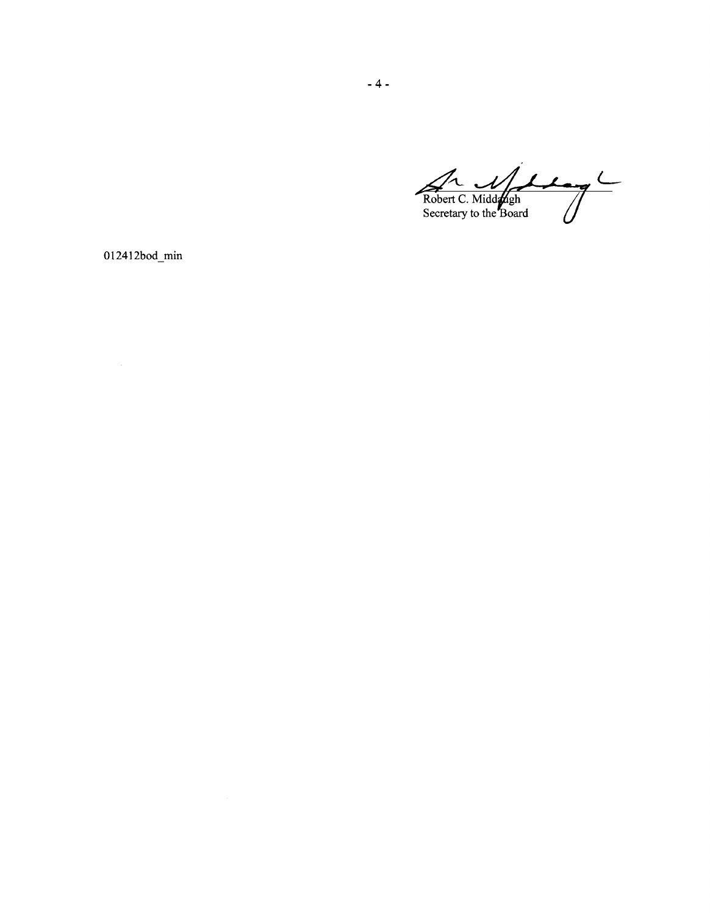Robert C. Middaugh
Secretary to the Board

012412bod_min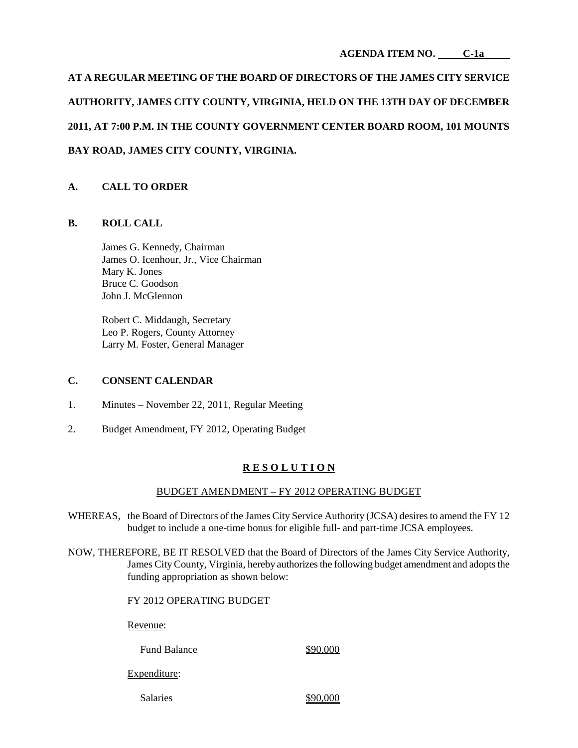AGENDA ITEM NO. C-1a

**AT A REGULAR MEETING OF THE BOARD OF DIRECTORS OF THE JAMES CITY SERVICE AUTHORITY, JAMES CITY COUNTY, VIRGINIA, HELD ON THE 13TH DAY OF DECEMBER 2011, AT 7:00 P.M. IN THE COUNTY GOVERNMENT CENTER BOARD ROOM, 101 MOUNTS BAY ROAD, JAMES CITY COUNTY, VIRGINIA.**

## A. CALL TO ORDER

## B. ROLL CALL

James G. Kennedy, Chairman
James O. Icenhour, Jr., Vice Chairman
Mary K. Jones
Bruce C. Goodson
John J. McGlennon

Robert C. Middaugh, Secretary
Leo P. Rogers, County Attorney
Larry M. Foster, General Manager

## C. CONSENT CALENDAR

1. Minutes – November 22, 2011, Regular Meeting
2. Budget Amendment, FY 2012, Operating Budget

**R E S O L U T I O N**

BUDGET AMENDMENT – FY 2012 OPERATING BUDGET

WHEREAS, the Board of Directors of the James City Service Authority (JCSA) desires to amend the FY 12 budget to include a one-time bonus for eligible full- and part-time JCSA employees.

NOW, THEREFORE, BE IT RESOLVED that the Board of Directors of the James City Service Authority, James City County, Virginia, hereby authorizes the following budget amendment and adopts the funding appropriation as shown below:

FY 2012 OPERATING BUDGET

Revenue:

| | |
|---|---|
| Fund Balance | $90,000 |

Expenditure:

| | |
|---|---|
| Salaries | $90,000 |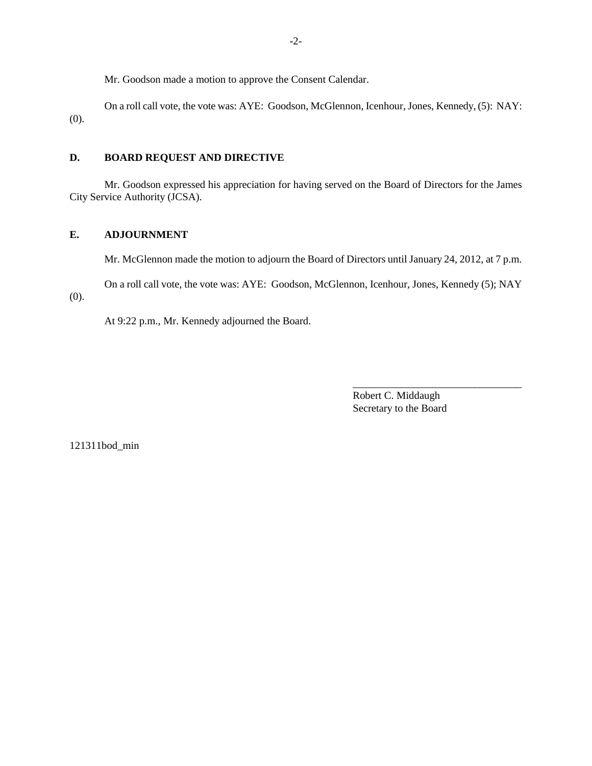Mr. Goodson made a motion to approve the Consent Calendar.

On a roll call vote, the vote was: AYE: Goodson, McGlennon, Icenhour, Jones, Kennedy, (5): NAY: (0).

## D. BOARD REQUEST AND DIRECTIVE

Mr. Goodson expressed his appreciation for having served on the Board of Directors for the James City Service Authority (JCSA).

## E. ADJOURNMENT

Mr. McGlennon made the motion to adjourn the Board of Directors until January 24, 2012, at 7 p.m.

On a roll call vote, the vote was: AYE: Goodson, McGlennon, Icenhour, Jones, Kennedy (5); NAY (0).

At 9:22 p.m., Mr. Kennedy adjourned the Board.

\_\_\_\_\_\_\_\_\_\_\_\_\_\_\_\_\_\_\_\_\_\_\_\_\_\_\_\_\_\_\_\_
Robert C. Middaugh
Secretary to the Board

121311bod_min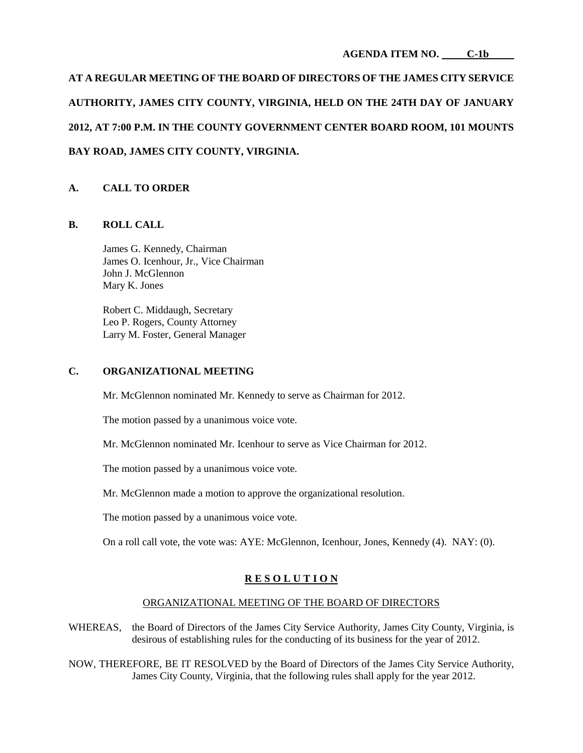**AGENDA ITEM NO. C-1b**

**AT A REGULAR MEETING OF THE BOARD OF DIRECTORS OF THE JAMES CITY SERVICE AUTHORITY, JAMES CITY COUNTY, VIRGINIA, HELD ON THE 24TH DAY OF JANUARY 2012, AT 7:00 P.M. IN THE COUNTY GOVERNMENT CENTER BOARD ROOM, 101 MOUNTS BAY ROAD, JAMES CITY COUNTY, VIRGINIA.**

## A. CALL TO ORDER

## B. ROLL CALL

James G. Kennedy, Chairman
James O. Icenhour, Jr., Vice Chairman
John J. McGlennon
Mary K. Jones

Robert C. Middaugh, Secretary
Leo P. Rogers, County Attorney
Larry M. Foster, General Manager

## C. ORGANIZATIONAL MEETING

Mr. McGlennon nominated Mr. Kennedy to serve as Chairman for 2012.

The motion passed by a unanimous voice vote.

Mr. McGlennon nominated Mr. Icenhour to serve as Vice Chairman for 2012.

The motion passed by a unanimous voice vote.

Mr. McGlennon made a motion to approve the organizational resolution.

The motion passed by a unanimous voice vote.

On a roll call vote, the vote was: AYE: McGlennon, Icenhour, Jones, Kennedy (4). NAY: (0).

**R E S O L U T I O N**

ORGANIZATIONAL MEETING OF THE BOARD OF DIRECTORS

WHEREAS, the Board of Directors of the James City Service Authority, James City County, Virginia, is desirous of establishing rules for the conducting of its business for the year of 2012.

NOW, THEREFORE, BE IT RESOLVED by the Board of Directors of the James City Service Authority, James City County, Virginia, that the following rules shall apply for the year 2012.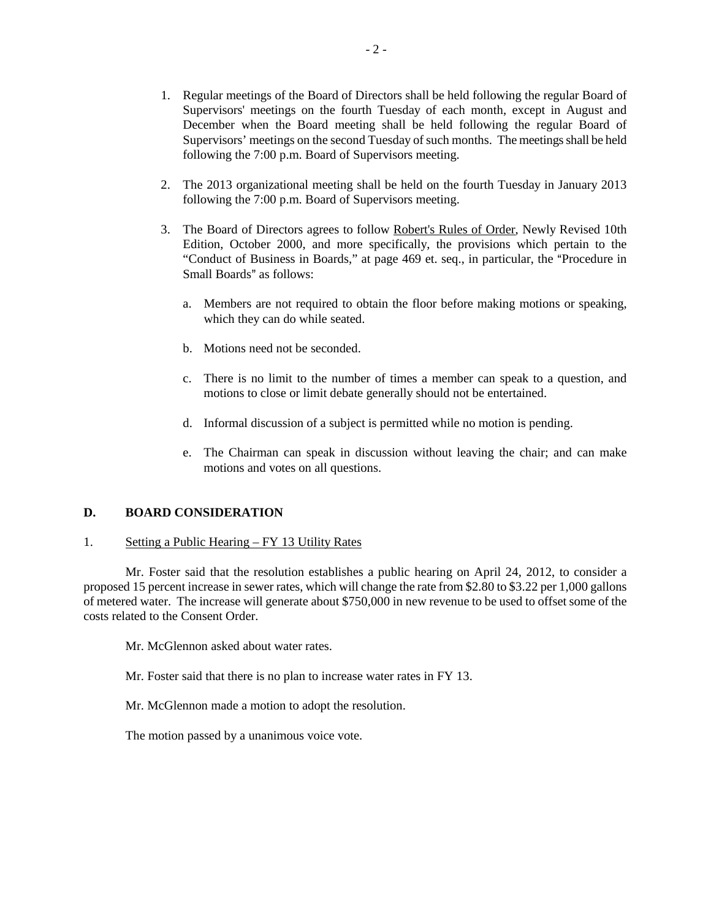1. Regular meetings of the Board of Directors shall be held following the regular Board of Supervisors' meetings on the fourth Tuesday of each month, except in August and December when the Board meeting shall be held following the regular Board of Supervisors' meetings on the second Tuesday of such months. The meetings shall be held following the 7:00 p.m. Board of Supervisors meeting.

2. The 2013 organizational meeting shall be held on the fourth Tuesday in January 2013 following the 7:00 p.m. Board of Supervisors meeting.

3. The Board of Directors agrees to follow Robert's Rules of Order, Newly Revised 10th Edition, October 2000, and more specifically, the provisions which pertain to the "Conduct of Business in Boards," at page 469 et. seq., in particular, the "Procedure in Small Boards" as follows:

   a. Members are not required to obtain the floor before making motions or speaking, which they can do while seated.

   b. Motions need not be seconded.

   c. There is no limit to the number of times a member can speak to a question, and motions to close or limit debate generally should not be entertained.

   d. Informal discussion of a subject is permitted while no motion is pending.

   e. The Chairman can speak in discussion without leaving the chair; and can make motions and votes on all questions.

## D. BOARD CONSIDERATION

1. Setting a Public Hearing – FY 13 Utility Rates

Mr. Foster said that the resolution establishes a public hearing on April 24, 2012, to consider a proposed 15 percent increase in sewer rates, which will change the rate from $2.80 to $3.22 per 1,000 gallons of metered water. The increase will generate about $750,000 in new revenue to be used to offset some of the costs related to the Consent Order.

Mr. McGlennon asked about water rates.

Mr. Foster said that there is no plan to increase water rates in FY 13.

Mr. McGlennon made a motion to adopt the resolution.

The motion passed by a unanimous voice vote.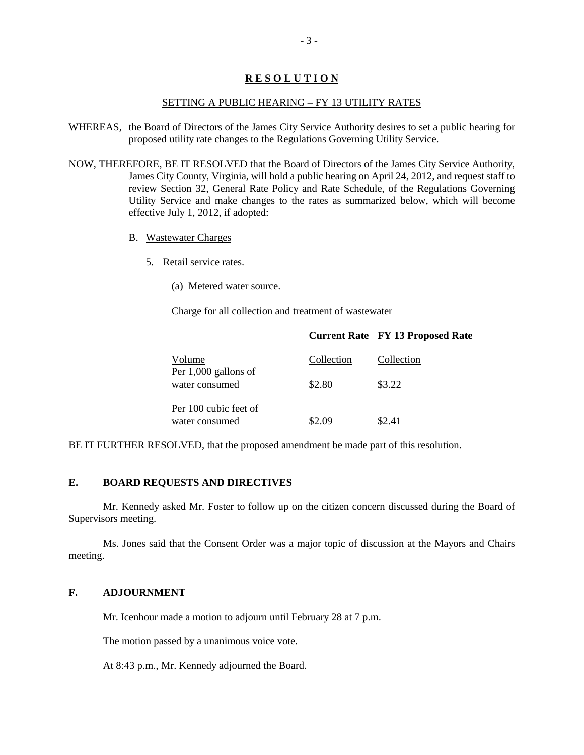## RESOLUTION

SETTING A PUBLIC HEARING – FY 13 UTILITY RATES

WHEREAS, the Board of Directors of the James City Service Authority desires to set a public hearing for proposed utility rate changes to the Regulations Governing Utility Service.

NOW, THEREFORE, BE IT RESOLVED that the Board of Directors of the James City Service Authority, James City County, Virginia, will hold a public hearing on April 24, 2012, and request staff to review Section 32, General Rate Policy and Rate Schedule, of the Regulations Governing Utility Service and make changes to the rates as summarized below, which will become effective July 1, 2012, if adopted:

B. Wastewater Charges

5. Retail service rates.

(a) Metered water source.

Charge for all collection and treatment of wastewater

| | **Current Rate** | **FY 13 Proposed Rate** |
|---|---|---|
| Volume | Collection | Collection |
| Per 1,000 gallons of water consumed | $2.80 | $3.22 |
| Per 100 cubic feet of water consumed | $2.09 | $2.41 |

BE IT FURTHER RESOLVED, that the proposed amendment be made part of this resolution.

### E. BOARD REQUESTS AND DIRECTIVES

Mr. Kennedy asked Mr. Foster to follow up on the citizen concern discussed during the Board of Supervisors meeting.

Ms. Jones said that the Consent Order was a major topic of discussion at the Mayors and Chairs meeting.

### F. ADJOURNMENT

Mr. Icenhour made a motion to adjourn until February 28 at 7 p.m.

The motion passed by a unanimous voice vote.

At 8:43 p.m., Mr. Kennedy adjourned the Board.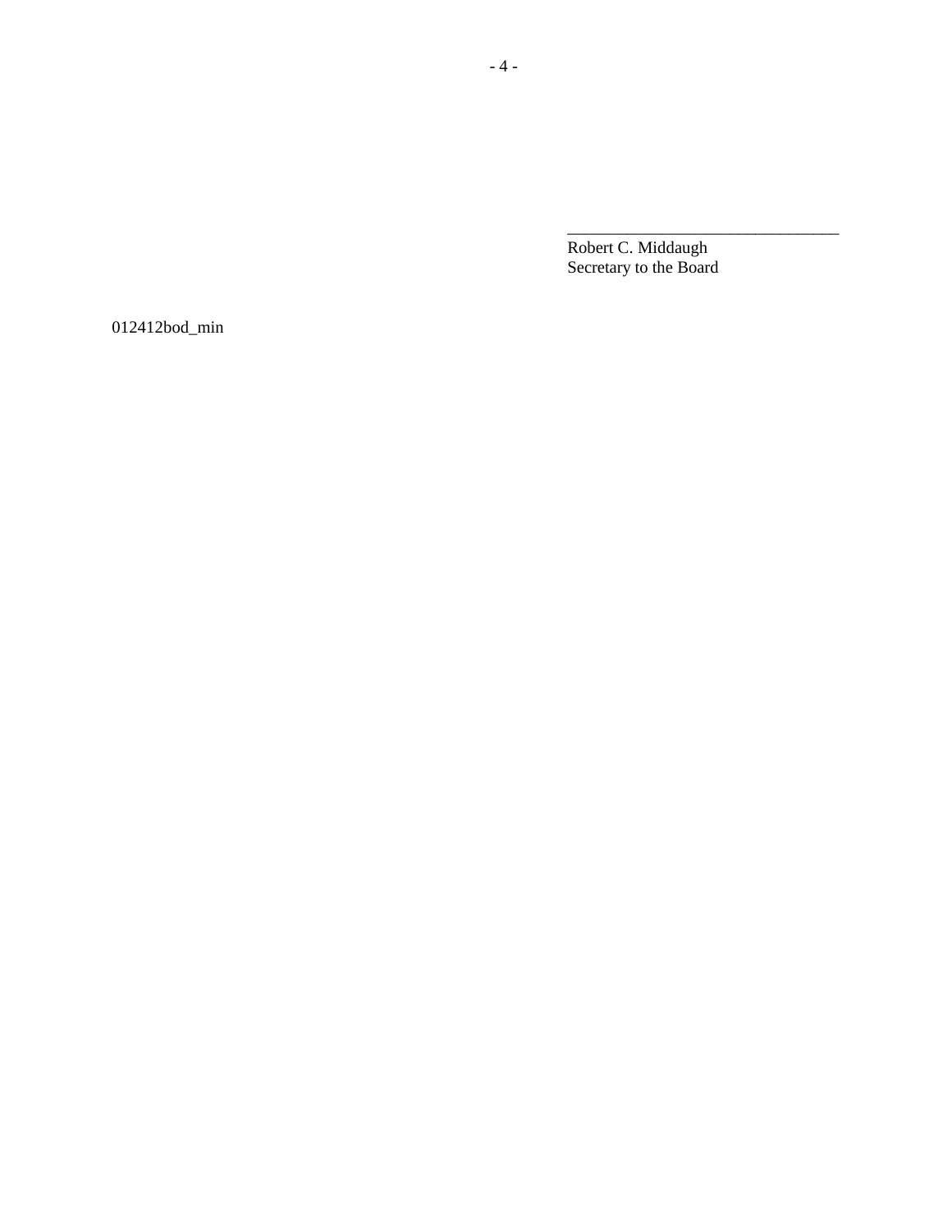________________________________

Robert C. Middaugh
Secretary to the Board

012412bod_min